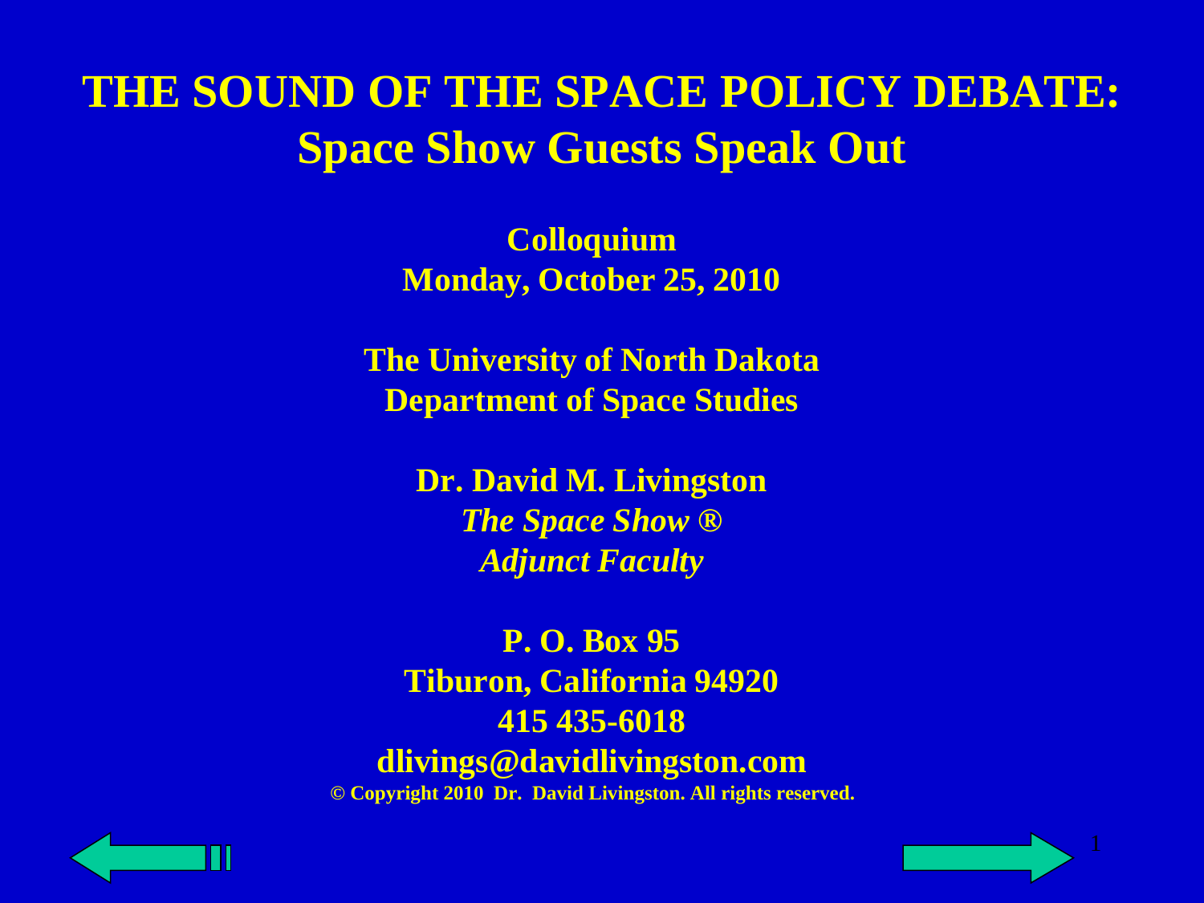# THE SOUND OF THE SPACE POLICY DEBATE:
## Space Show Guests Speak Out

**Colloquium**
**Monday, October 25, 2010**

**The University of North Dakota**
**Department of Space Studies**

**Dr. David M. Livingston**
***The Space Show ®***
***Adjunct Faculty***

**P. O. Box 95**
**Tiburon, California 94920**
**415 435-6018**
**dlivings@davidlivingston.com**

**© Copyright 2010 Dr. David Livingston. All rights reserved.**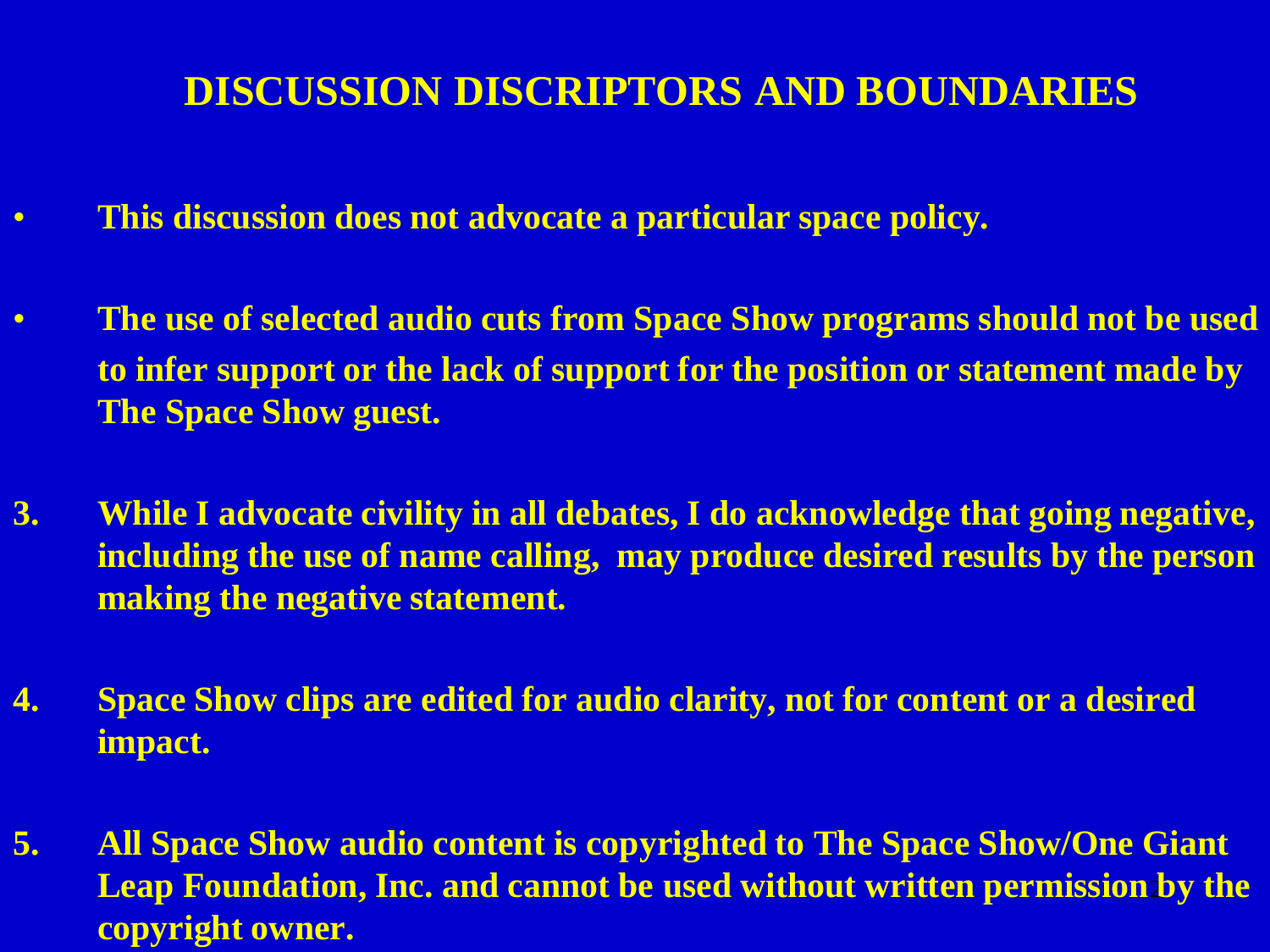# DISCUSSION DISCRIPTORS AND BOUNDARIES

- This discussion does not advocate a particular space policy.
- The use of selected audio cuts from Space Show programs should not be used to infer support or the lack of support for the position or statement made by The Space Show guest.

3. While I advocate civility in all debates, I do acknowledge that going negative, including the use of name calling, may produce desired results by the person making the negative statement.
4. Space Show clips are edited for audio clarity, not for content or a desired impact.
5. All Space Show audio content is copyrighted to The Space Show/One Giant Leap Foundation, Inc. and cannot be used without written permission by the copyright owner.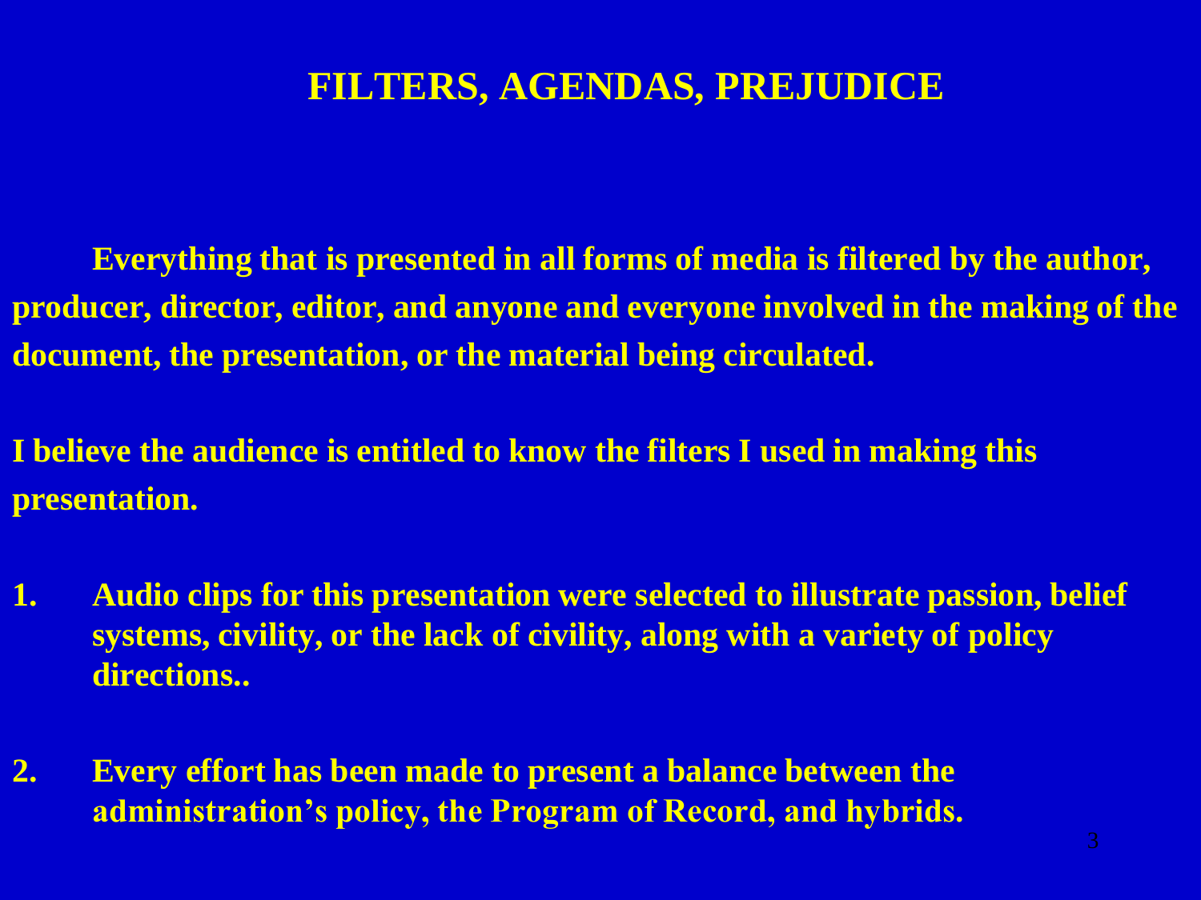# FILTERS, AGENDAS, PREJUDICE

**Everything that is presented in all forms of media is filtered by the author, producer, director, editor, and anyone and everyone involved in the making of the document, the presentation, or the material being circulated.**

**I believe the audience is entitled to know the filters I used in making this presentation.**

1. **Audio clips for this presentation were selected to illustrate passion, belief systems, civility, or the lack of civility, along with a variety of policy directions..**

2. **Every effort has been made to present a balance between the administration's policy, the Program of Record, and hybrids.**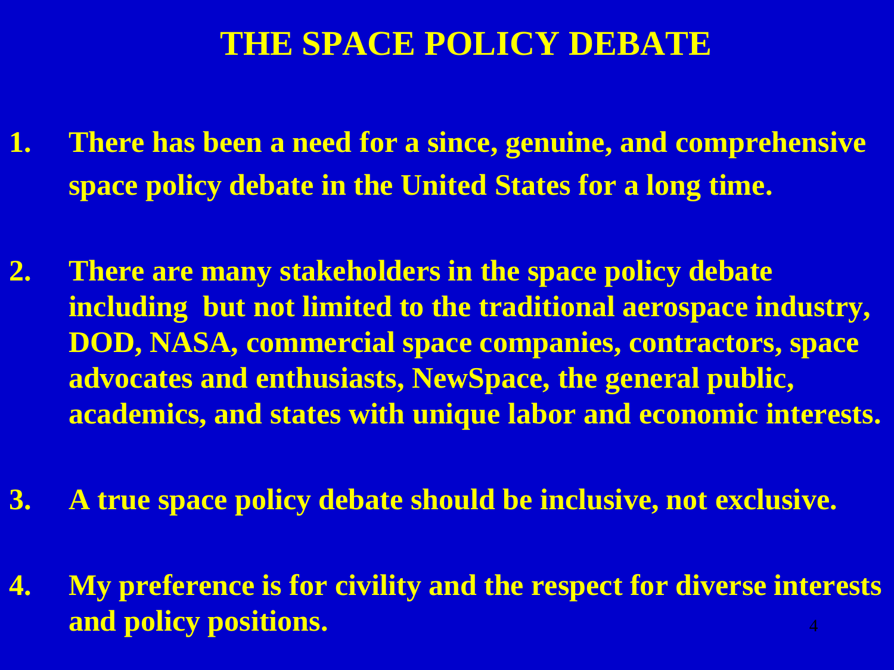# THE SPACE POLICY DEBATE

1. There has been a need for a since, genuine, and comprehensive space policy debate in the United States for a long time.

2. There are many stakeholders in the space policy debate including but not limited to the traditional aerospace industry, DOD, NASA, commercial space companies, contractors, space advocates and enthusiasts, NewSpace, the general public, academics, and states with unique labor and economic interests.

3. A true space policy debate should be inclusive, not exclusive.

4. My preference is for civility and the respect for diverse interests and policy positions.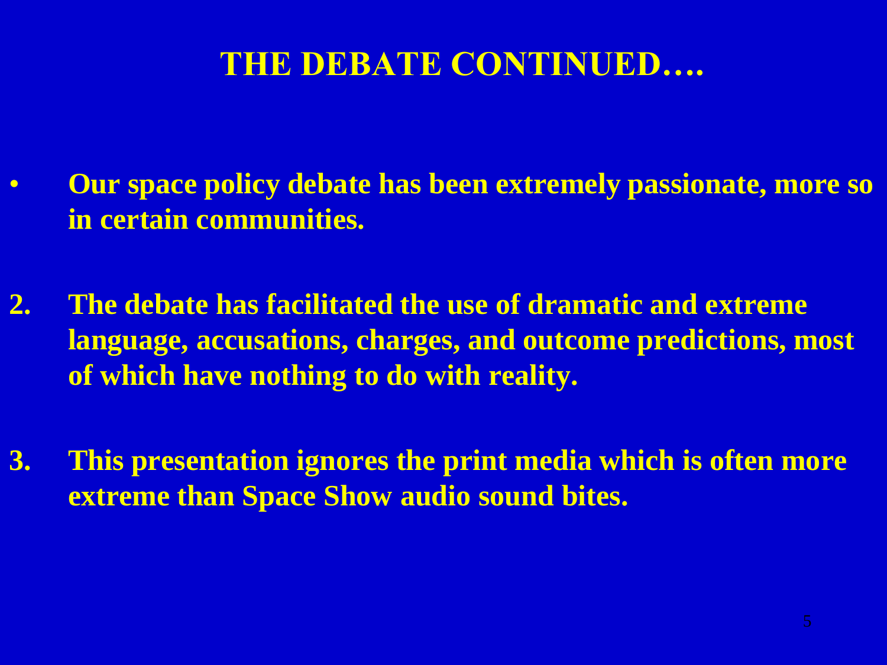# THE DEBATE CONTINUED….

- **Our space policy debate has been extremely passionate, more so in certain communities.**

2. **The debate has facilitated the use of dramatic and extreme language, accusations, charges, and outcome predictions, most of which have nothing to do with reality.**

3. **This presentation ignores the print media which is often more extreme than Space Show audio sound bites.**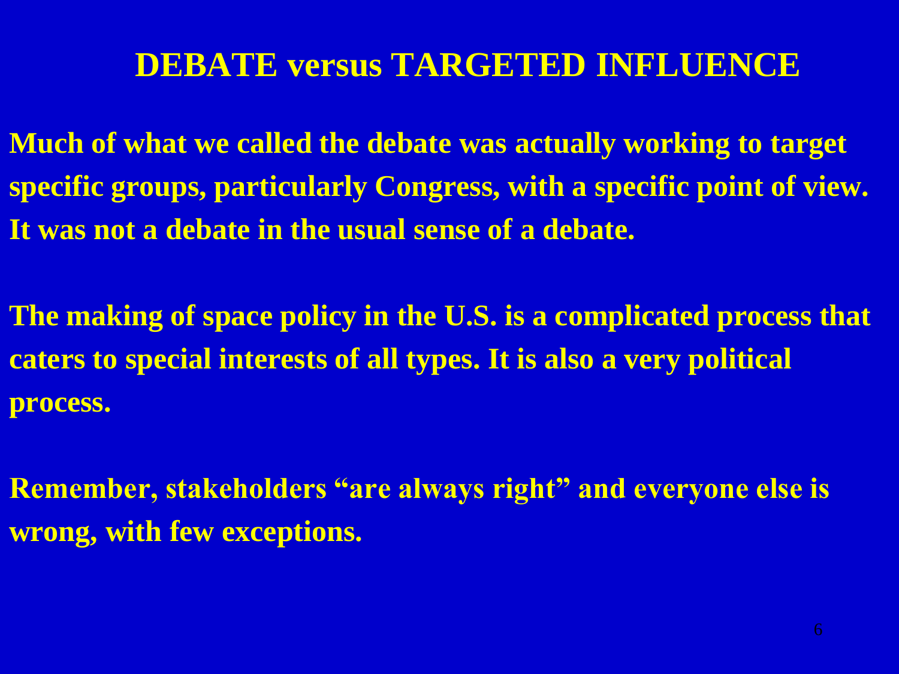# DEBATE versus TARGETED INFLUENCE

Much of what we called the debate was actually working to target specific groups, particularly Congress, with a specific point of view. It was not a debate in the usual sense of a debate.

The making of space policy in the U.S. is a complicated process that caters to special interests of all types. It is also a very political process.

Remember, stakeholders "are always right" and everyone else is wrong, with few exceptions.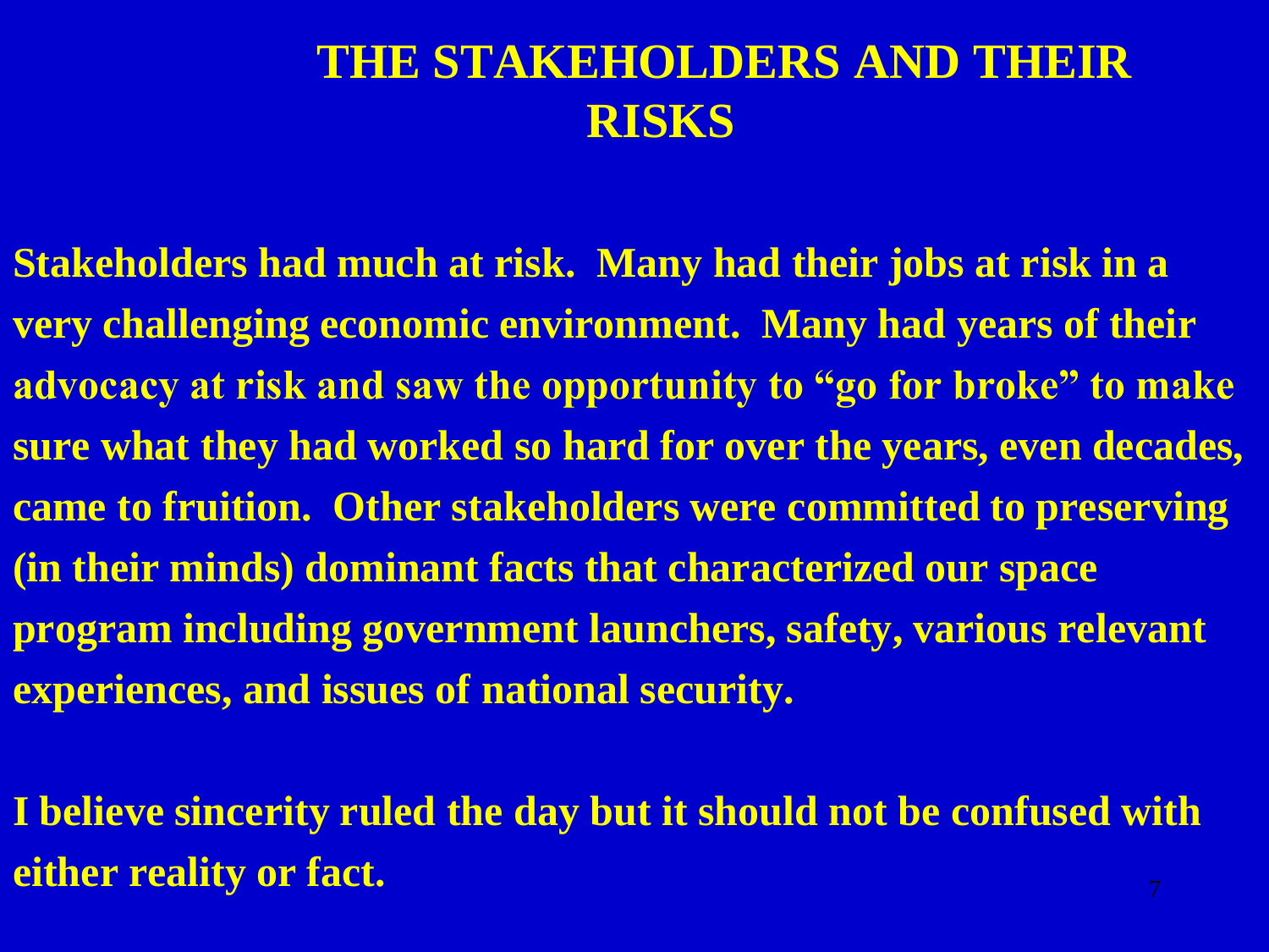# THE STAKEHOLDERS AND THEIR RISKS

**Stakeholders had much at risk. Many had their jobs at risk in a very challenging economic environment. Many had years of their advocacy at risk and saw the opportunity to "go for broke" to make sure what they had worked so hard for over the years, even decades, came to fruition. Other stakeholders were committed to preserving (in their minds) dominant facts that characterized our space program including government launchers, safety, various relevant experiences, and issues of national security.**

**I believe sincerity ruled the day but it should not be confused with either reality or fact.**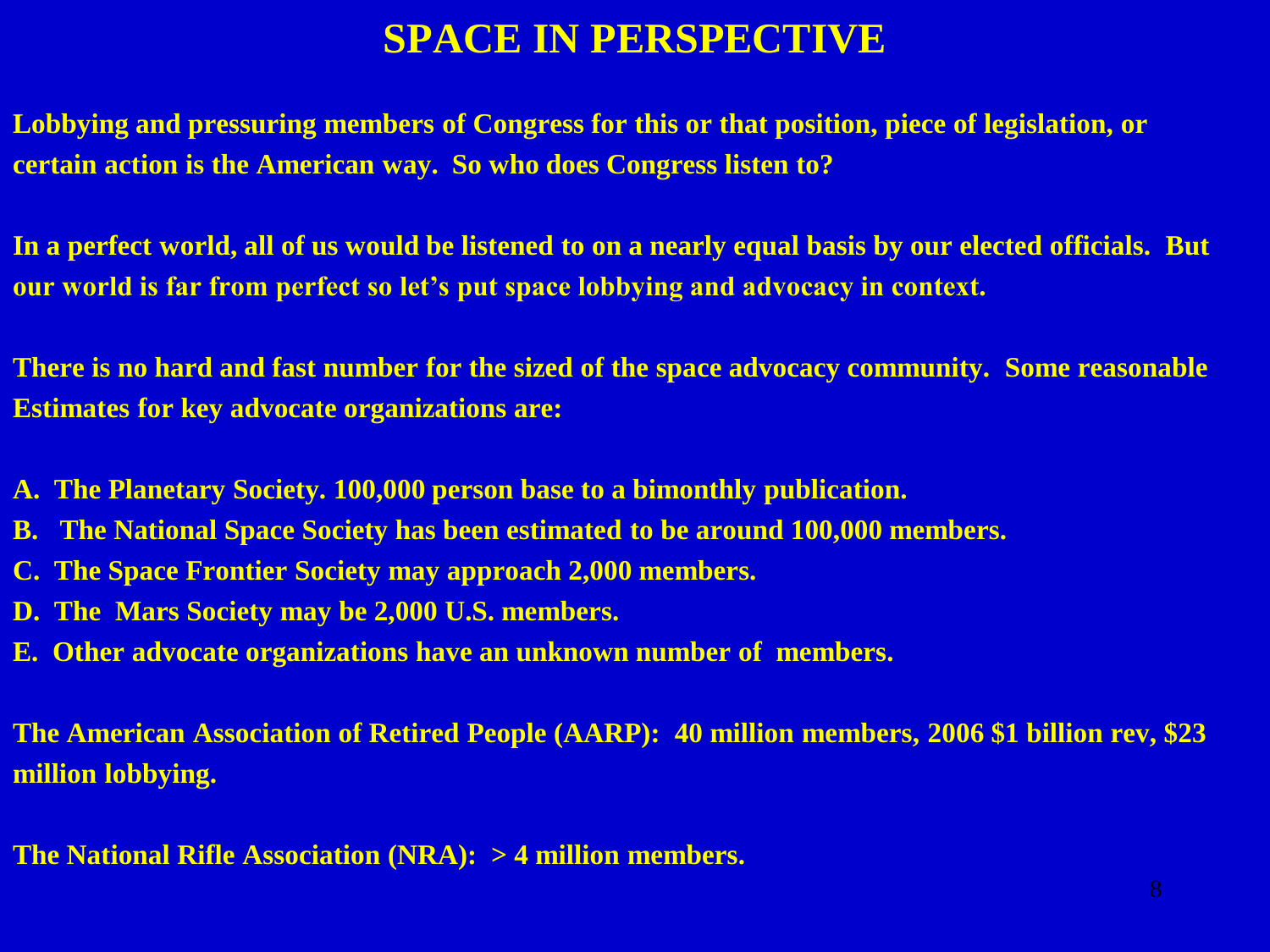# SPACE IN PERSPECTIVE

**Lobbying and pressuring members of Congress for this or that position, piece of legislation, or certain action is the American way. So who does Congress listen to?**

**In a perfect world, all of us would be listened to on a nearly equal basis by our elected officials. But our world is far from perfect so let's put space lobbying and advocacy in context.**

**There is no hard and fast number for the sized of the space advocacy community. Some reasonable Estimates for key advocate organizations are:**

**A. The Planetary Society. 100,000 person base to a bimonthly publication.**
**B. The National Space Society has been estimated to be around 100,000 members.**
**C. The Space Frontier Society may approach 2,000 members.**
**D. The Mars Society may be 2,000 U.S. members.**
**E. Other advocate organizations have an unknown number of members.**

**The American Association of Retired People (AARP): 40 million members, 2006 $1 billion rev, $23 million lobbying.**

**The National Rifle Association (NRA): > 4 million members.**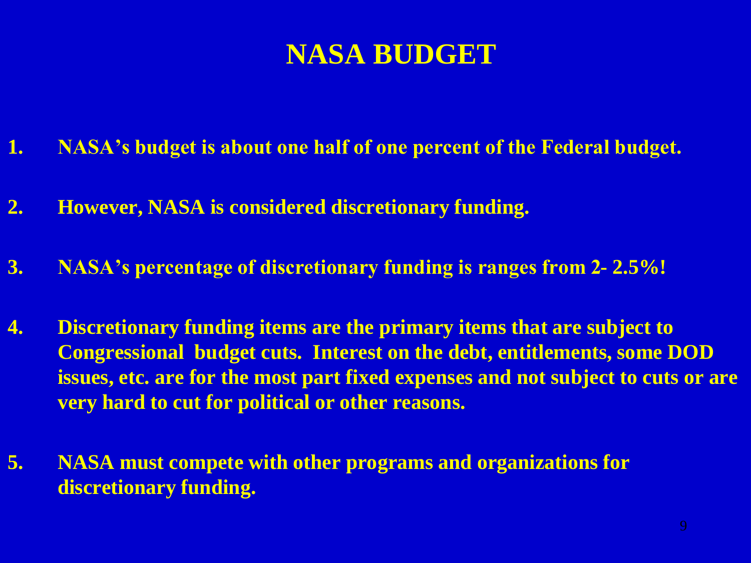# NASA BUDGET

1. NASA's budget is about one half of one percent of the Federal budget.

2. However, NASA is considered discretionary funding.

3. NASA's percentage of discretionary funding is ranges from 2- 2.5%!

4. Discretionary funding items are the primary items that are subject to Congressional budget cuts. Interest on the debt, entitlements, some DOD issues, etc. are for the most part fixed expenses and not subject to cuts or are very hard to cut for political or other reasons.

5. NASA must compete with other programs and organizations for discretionary funding.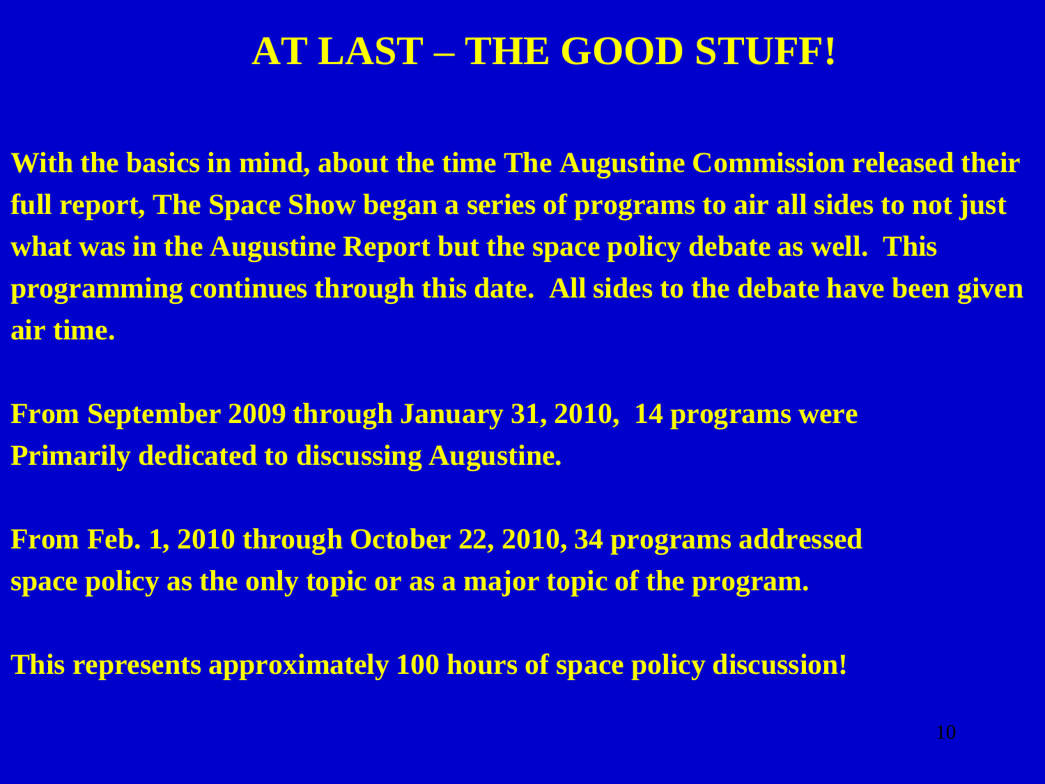# AT LAST – THE GOOD STUFF!

**With the basics in mind, about the time The Augustine Commission released their full report, The Space Show began a series of programs to air all sides to not just what was in the Augustine Report but the space policy debate as well. This programming continues through this date. All sides to the debate have been given air time.**

**From September 2009 through January 31, 2010, 14 programs were Primarily dedicated to discussing Augustine.**

**From Feb. 1, 2010 through October 22, 2010, 34 programs addressed space policy as the only topic or as a major topic of the program.**

**This represents approximately 100 hours of space policy discussion!**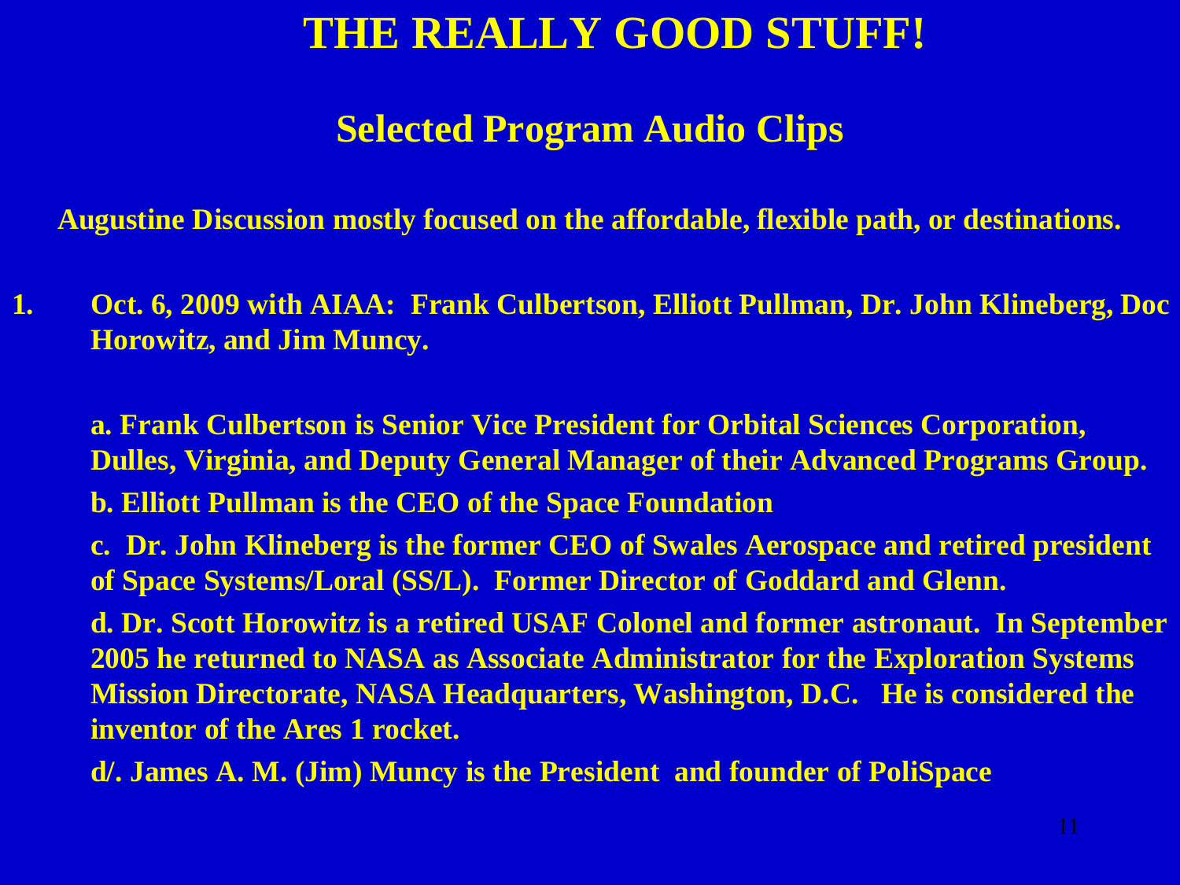# THE REALLY GOOD STUFF!

## Selected Program Audio Clips

**Augustine Discussion mostly focused on the affordable, flexible path, or destinations.**

1. **Oct. 6, 2009 with AIAA: Frank Culbertson, Elliott Pullman, Dr. John Klineberg, Doc Horowitz, and Jim Muncy.**

   **a. Frank Culbertson is Senior Vice President for Orbital Sciences Corporation, Dulles, Virginia, and Deputy General Manager of their Advanced Programs Group.**

   **b. Elliott Pullman is the CEO of the Space Foundation**

   **c. Dr. John Klineberg is the former CEO of Swales Aerospace and retired president of Space Systems/Loral (SS/L). Former Director of Goddard and Glenn.**

   **d. Dr. Scott Horowitz is a retired USAF Colonel and former astronaut. In September 2005 he returned to NASA as Associate Administrator for the Exploration Systems Mission Directorate, NASA Headquarters, Washington, D.C. He is considered the inventor of the Ares 1 rocket.**

   **d/. James A. M. (Jim) Muncy is the President and founder of PoliSpace**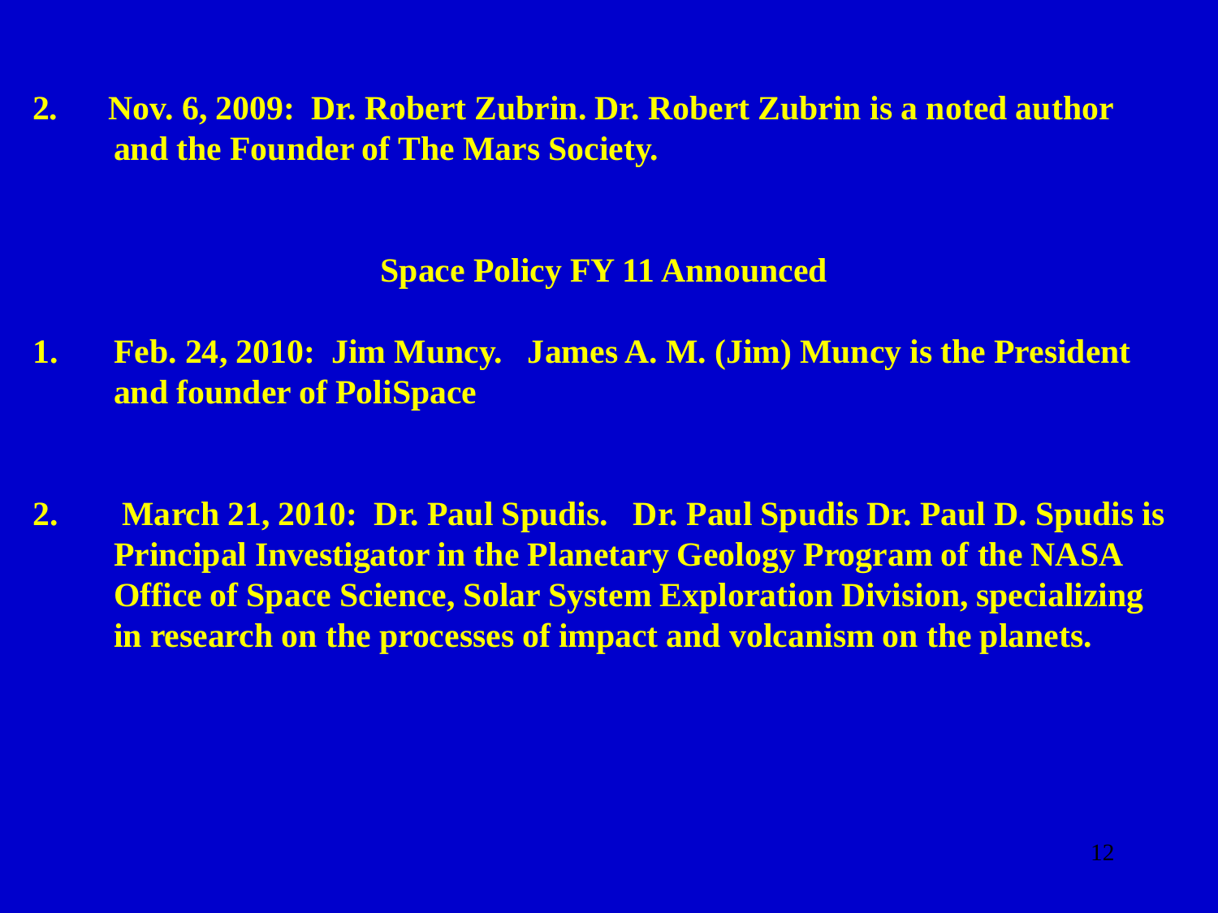2. **Nov. 6, 2009: Dr. Robert Zubrin. Dr. Robert Zubrin is a noted author and the Founder of The Mars Society.**

## Space Policy FY 11 Announced

1. **Feb. 24, 2010: Jim Muncy. James A. M. (Jim) Muncy is the President and founder of PoliSpace**

2. **March 21, 2010: Dr. Paul Spudis. Dr. Paul Spudis Dr. Paul D. Spudis is Principal Investigator in the Planetary Geology Program of the NASA Office of Space Science, Solar System Exploration Division, specializing in research on the processes of impact and volcanism on the planets.**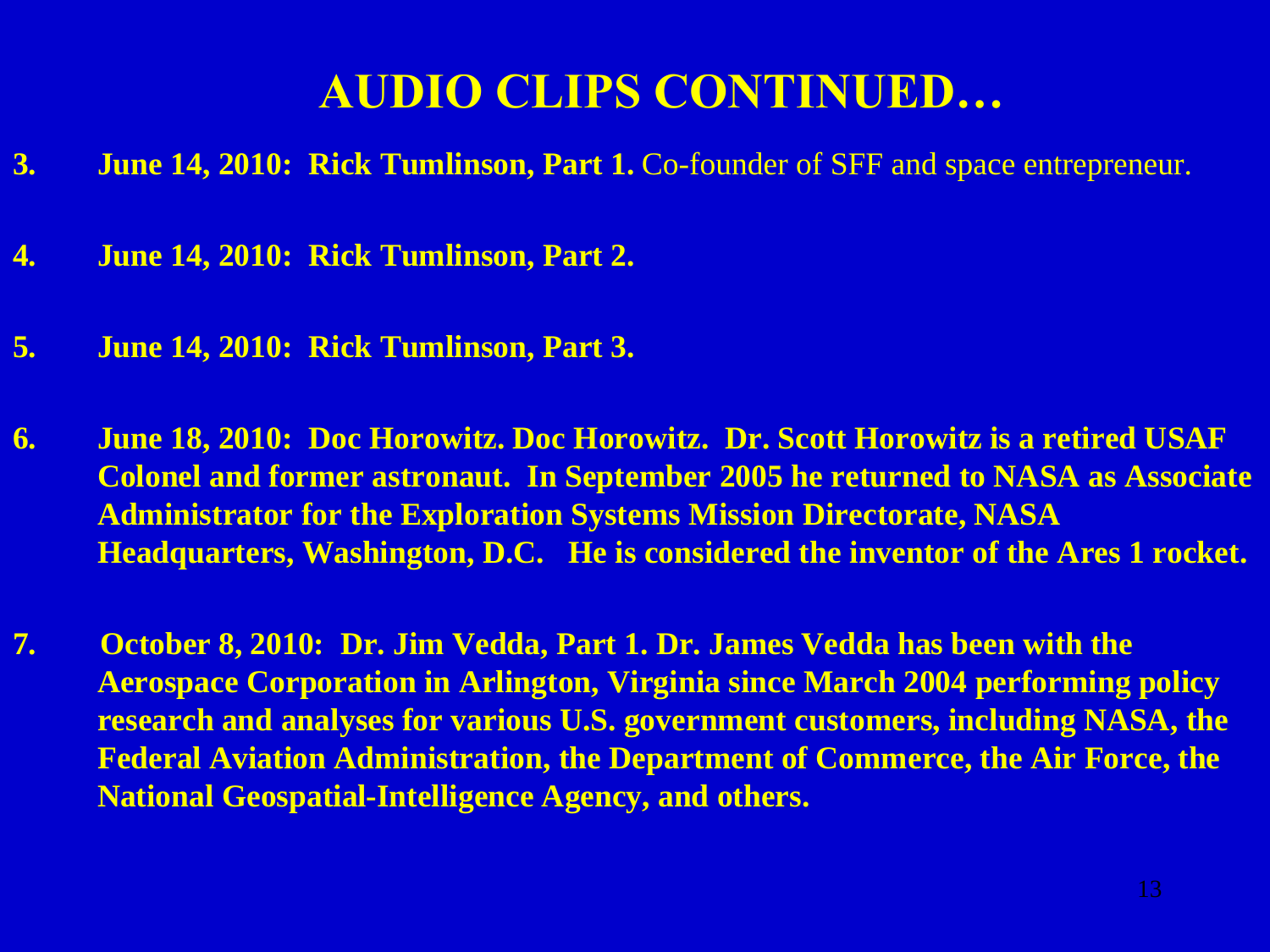# AUDIO CLIPS CONTINUED…

3. **June 14, 2010: Rick Tumlinson, Part 1.** Co-founder of SFF and space entrepreneur.

4. **June 14, 2010: Rick Tumlinson, Part 2.**

5. **June 14, 2010: Rick Tumlinson, Part 3.**

6. **June 18, 2010: Doc Horowitz. Doc Horowitz. Dr. Scott Horowitz is a retired USAF Colonel and former astronaut. In September 2005 he returned to NASA as Associate Administrator for the Exploration Systems Mission Directorate, NASA Headquarters, Washington, D.C. He is considered the inventor of the Ares 1 rocket.**

7. **October 8, 2010: Dr. Jim Vedda, Part 1. Dr. James Vedda has been with the Aerospace Corporation in Arlington, Virginia since March 2004 performing policy research and analyses for various U.S. government customers, including NASA, the Federal Aviation Administration, the Department of Commerce, the Air Force, the National Geospatial-Intelligence Agency, and others.**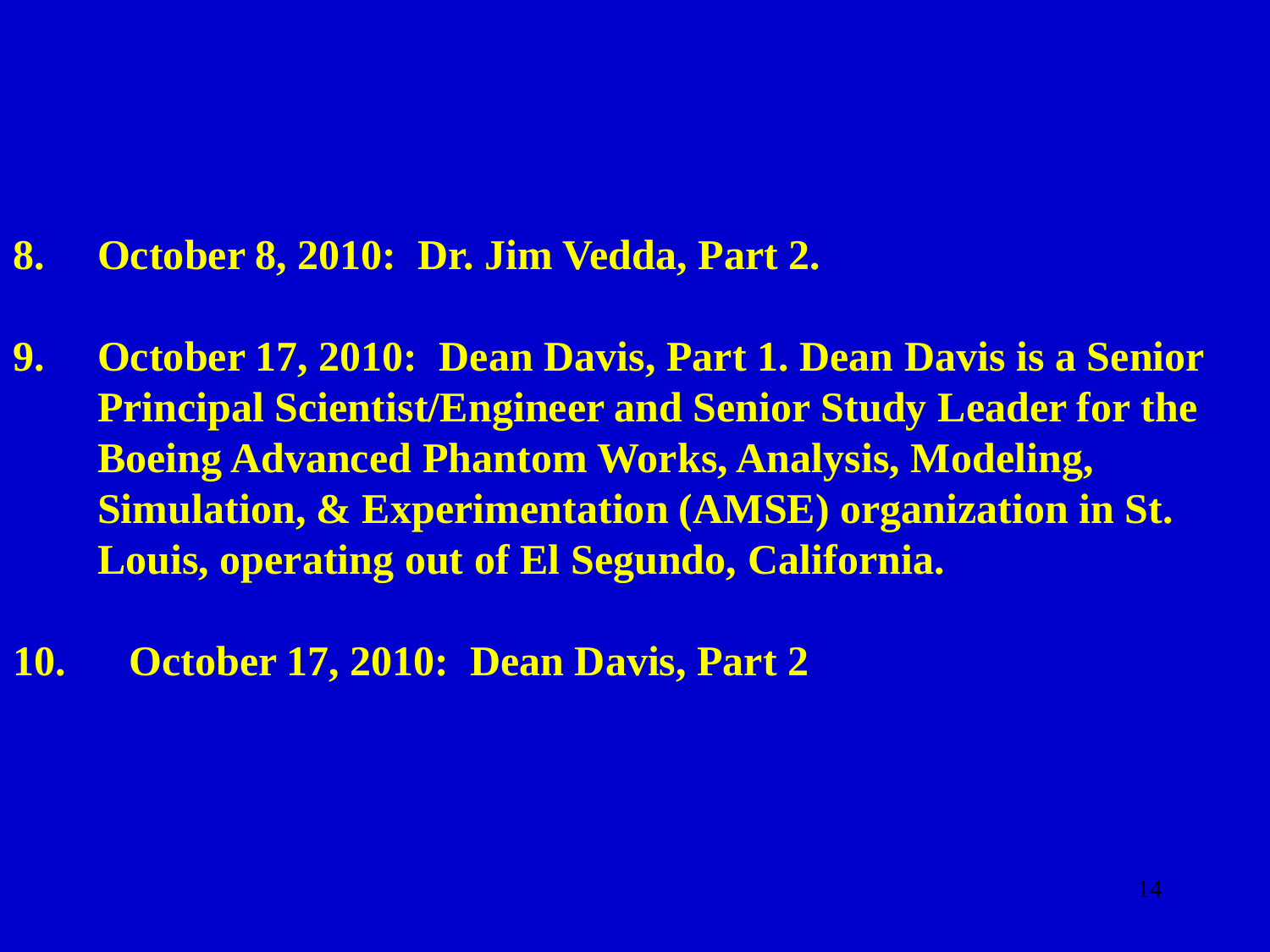8. **October 8, 2010: Dr. Jim Vedda, Part 2.**

9. **October 17, 2010: Dean Davis, Part 1. Dean Davis is a Senior Principal Scientist/Engineer and Senior Study Leader for the Boeing Advanced Phantom Works, Analysis, Modeling, Simulation, & Experimentation (AMSE) organization in St. Louis, operating out of El Segundo, California.**

10. **October 17, 2010: Dean Davis, Part 2**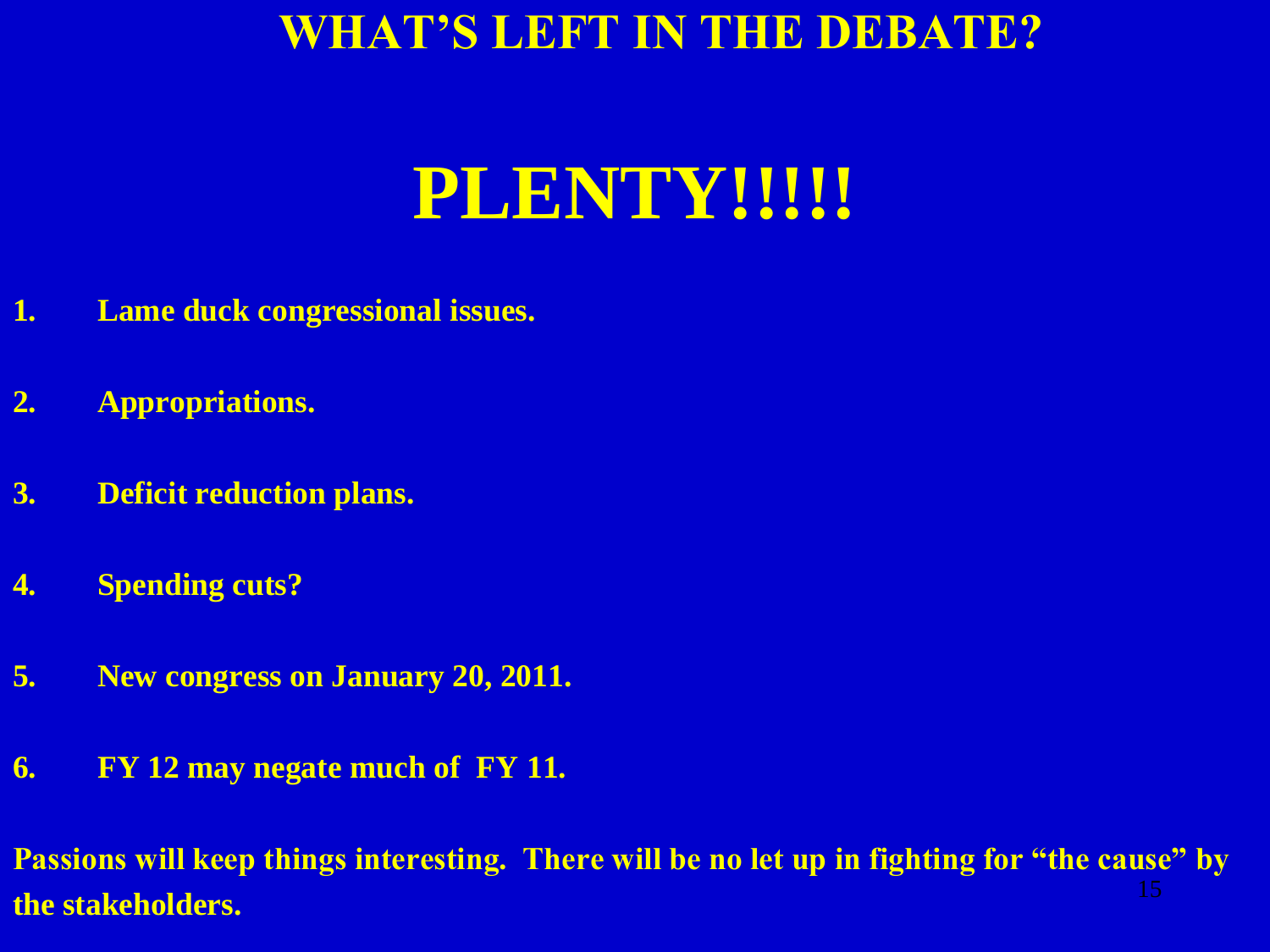# WHAT'S LEFT IN THE DEBATE?

# PLENTY!!!!!

1. **Lame duck congressional issues.**
2. **Appropriations.**
3. **Deficit reduction plans.**
4. **Spending cuts?**
5. **New congress on January 20, 2011.**
6. **FY 12 may negate much of FY 11.**

**Passions will keep things interesting. There will be no let up in fighting for "the cause" by the stakeholders.**